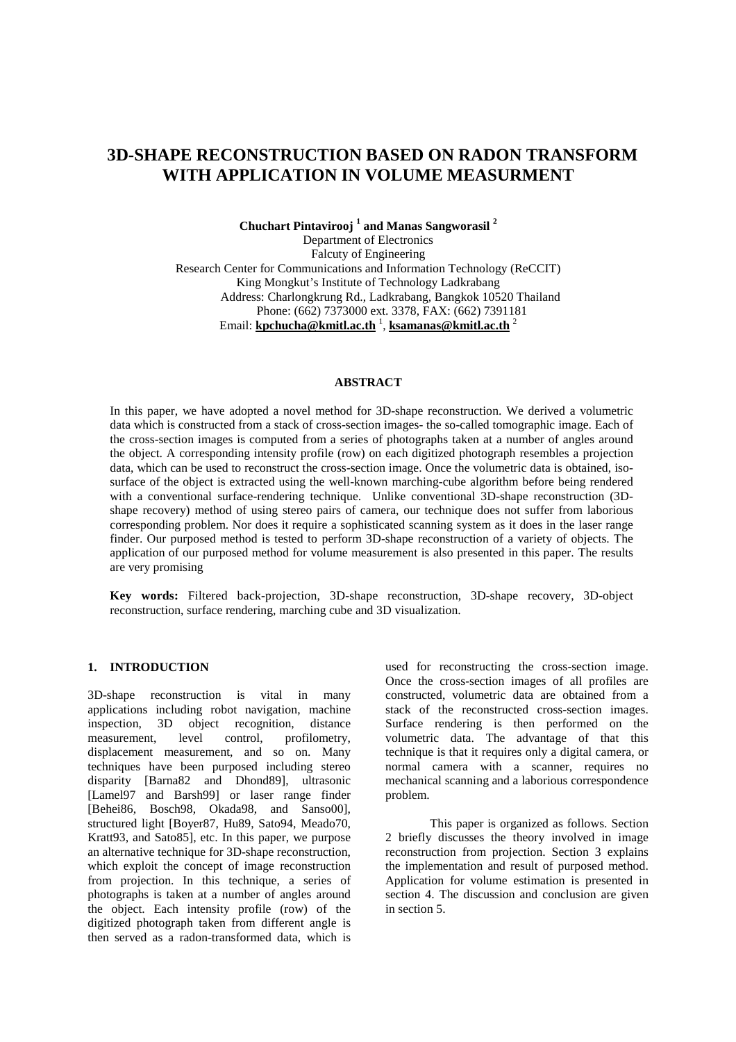# 3D-SHAPE RECONSTRUCTION BASED ON RADON TRANSFORM WITH APPLICATION IN VOLUME MEASURMENT

**Chuchart Pintavirooj [1] and Manas Sangworasil [2]**

Department of Electronics
Falcuty of Engineering
Research Center for Communications and Information Technology (ReCCIT)
King Mongkut's Institute of Technology Ladkrabang
Address: Charlongkrung Rd., Ladkrabang, Bangkok 10520 Thailand
Phone: (662) 7373000 ext. 3378, FAX: (662) 7391181
Email: **kpchucha@kmitl.ac.th** [1], **ksamanas@kmitl.ac.th** [2]

## ABSTRACT

In this paper, we have adopted a novel method for 3D-shape reconstruction. We derived a volumetric data which is constructed from a stack of cross-section images- the so-called tomographic image. Each of the cross-section images is computed from a series of photographs taken at a number of angles around the object. A corresponding intensity profile (row) on each digitized photograph resembles a projection data, which can be used to reconstruct the cross-section image. Once the volumetric data is obtained, iso-surface of the object is extracted using the well-known marching-cube algorithm before being rendered with a conventional surface-rendering technique. Unlike conventional 3D-shape reconstruction (3D-shape recovery) method of using stereo pairs of camera, our technique does not suffer from laborious corresponding problem. Nor does it require a sophisticated scanning system as it does in the laser range finder. Our purposed method is tested to perform 3D-shape reconstruction of a variety of objects. The application of our purposed method for volume measurement is also presented in this paper. The results are very promising

**Key words:** Filtered back-projection, 3D-shape reconstruction, 3D-shape recovery, 3D-object reconstruction, surface rendering, marching cube and 3D visualization.

## 1. INTRODUCTION

3D-shape reconstruction is vital in many applications including robot navigation, machine inspection, 3D object recognition, distance measurement, level control, profilometry, displacement measurement, and so on. Many techniques have been purposed including stereo disparity [Barna82 and Dhond89], ultrasonic [Lamel97 and Barsh99] or laser range finder [Behei86, Bosch98, Okada98, and Sanso00], structured light [Boyer87, Hu89, Sato94, Meado70, Kratt93, and Sato85], etc. In this paper, we purpose an alternative technique for 3D-shape reconstruction, which exploit the concept of image reconstruction from projection. In this technique, a series of photographs is taken at a number of angles around the object. Each intensity profile (row) of the digitized photograph taken from different angle is then served as a radon-transformed data, which is used for reconstructing the cross-section image. Once the cross-section images of all profiles are constructed, volumetric data are obtained from a stack of the reconstructed cross-section images. Surface rendering is then performed on the volumetric data. The advantage of that this technique is that it requires only a digital camera, or normal camera with a scanner, requires no mechanical scanning and a laborious correspondence problem.

This paper is organized as follows. Section 2 briefly discusses the theory involved in image reconstruction from projection. Section 3 explains the implementation and result of purposed method. Application for volume estimation is presented in section 4. The discussion and conclusion are given in section 5.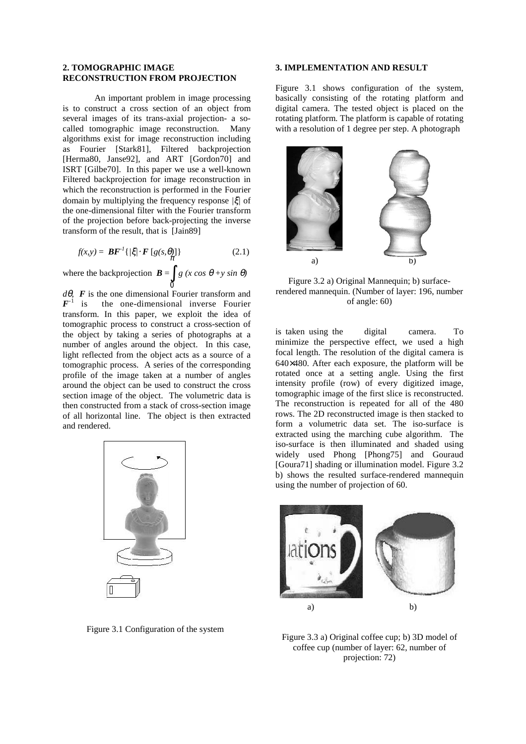## 2. TOMOGRAPHIC IMAGE RECONSTRUCTION FROM PROJECTION

An important problem in image processing is to construct a cross section of an object from several images of its trans-axial projection- a so-called tomographic image reconstruction. Many algorithms exist for image reconstruction including as Fourier [Stark81], Filtered backprojection [Herma80, Janse92], and ART [Gordon70] and ISRT [Gilbe70]. In this paper we use a well-known Filtered backprojection for image reconstruction in which the reconstruction is performed in the Fourier domain by multiplying the frequency response $|\xi|$ of the one-dimensional filter with the Fourier transform of the projection before back-projecting the inverse transform of the result, that is [Jain89]

$$f(x,y) = \boldsymbol{B}\boldsymbol{F}^{-1}\{|\xi| \cdot \boldsymbol{F}\,[g(s,\theta)]\} \qquad (2.1)$$

where the backprojection $\boldsymbol{B} = \int_0^{\pi} g\,(x \cos\theta + y \sin\theta)\, d\theta$, $\boldsymbol{F}$ is the one dimensional Fourier transform and $\boldsymbol{F}^{-1}$ is the one-dimensional inverse Fourier transform. In this paper, we exploit the idea of tomographic process to construct a cross-section of the object by taking a series of photographs at a number of angles around the object. In this case, light reflected from the object acts as a source of a tomographic process. A series of the corresponding profile of the image taken at a number of angles around the object can be used to construct the cross section image of the object. The volumetric data is then constructed from a stack of cross-section image of all horizontal line. The object is then extracted and rendered.

Figure 3.1 Configuration of the system

## 3. IMPLEMENTATION AND RESULT

Figure 3.1 shows configuration of the system, basically consisting of the rotating platform and digital camera. The tested object is placed on the rotating platform. The platform is capable of rotating with a resolution of 1 degree per step. A photograph is taken using the digital camera. To minimize the perspective effect, we used a high focal length. The resolution of the digital camera is 640×480. After each exposure, the platform will be rotated once at a setting angle. Using the first intensity profile (row) of every digitized image, tomographic image of the first slice is reconstructed. The reconstruction is repeated for all of the 480 rows. The 2D reconstructed image is then stacked to form a volumetric data set. The iso-surface is extracted using the marching cube algorithm. The iso-surface is then illuminated and shaded using widely used Phong [Phong75] and Gouraud [Goura71] shading or illumination model. Figure 3.2 b) shows the resulted surface-rendered mannequin using the number of projection of 60.

Figure 3.2 a) Original Mannequin; b) surface-rendered mannequin. (Number of layer: 196, number of angle: 60)

Figure 3.3 a) Original coffee cup; b) 3D model of coffee cup (number of layer: 62, number of projection: 72)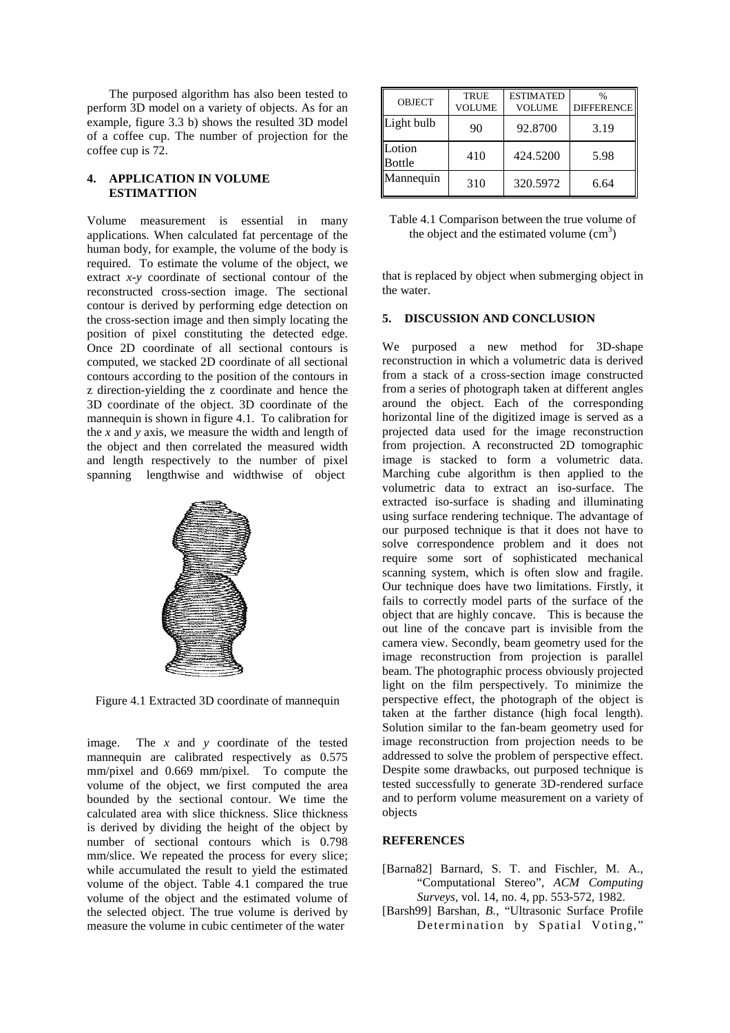The purposed algorithm has also been tested to perform 3D model on a variety of objects. As for an example, figure 3.3 b) shows the resulted 3D model of a coffee cup. The number of projection for the coffee cup is 72.

## 4. APPLICATION IN VOLUME ESTIMATTION

Volume measurement is essential in many applications. When calculated fat percentage of the human body, for example, the volume of the body is required. To estimate the volume of the object, we extract *x-y* coordinate of sectional contour of the reconstructed cross-section image. The sectional contour is derived by performing edge detection on the cross-section image and then simply locating the position of pixel constituting the detected edge. Once 2D coordinate of all sectional contours is computed, we stacked 2D coordinate of all sectional contours according to the position of the contours in z direction-yielding the z coordinate and hence the 3D coordinate of the object. 3D coordinate of the mannequin is shown in figure 4.1. To calibration for the *x* and *y* axis, we measure the width and length of the object and then correlated the measured width and length respectively to the number of pixel spanning lengthwise and widthwise of object image. The *x* and *y* coordinate of the tested mannequin are calibrated respectively as 0.575 mm/pixel and 0.669 mm/pixel. To compute the volume of the object, we first computed the area bounded by the sectional contour. We time the calculated area with slice thickness. Slice thickness is derived by dividing the height of the object by number of sectional contours which is 0.798 mm/slice. We repeated the process for every slice; while accumulated the result to yield the estimated volume of the object. Table 4.1 compared the true volume of the object and the estimated volume of the selected object. The true volume is derived by measure the volume in cubic centimeter of the water that is replaced by object when submerging object in the water.

Figure 4.1 Extracted 3D coordinate of mannequin

| OBJECT | TRUE VOLUME | ESTIMATED VOLUME | % DIFFERENCE |
|---|---|---|---|
| Light bulb | 90 | 92.8700 | 3.19 |
| Lotion Bottle | 410 | 424.5200 | 5.98 |
| Mannequin | 310 | 320.5972 | 6.64 |

Table 4.1 Comparison between the true volume of the object and the estimated volume ($cm^3$)

## 5. DISCUSSION AND CONCLUSION

We purposed a new method for 3D-shape reconstruction in which a volumetric data is derived from a stack of a cross-section image constructed from a series of photograph taken at different angles around the object. Each of the corresponding horizontal line of the digitized image is served as a projected data used for the image reconstruction from projection. A reconstructed 2D tomographic image is stacked to form a volumetric data. Marching cube algorithm is then applied to the volumetric data to extract an iso-surface. The extracted iso-surface is shading and illuminating using surface rendering technique. The advantage of our purposed technique is that it does not have to solve correspondence problem and it does not require some sort of sophisticated mechanical scanning system, which is often slow and fragile. Our technique does have two limitations. Firstly, it fails to correctly model parts of the surface of the object that are highly concave. This is because the out line of the concave part is invisible from the camera view. Secondly, beam geometry used for the image reconstruction from projection is parallel beam. The photographic process obviously projected light on the film perspectively. To minimize the perspective effect, the photograph of the object is taken at the farther distance (high focal length). Solution similar to the fan-beam geometry used for image reconstruction from projection needs to be addressed to solve the problem of perspective effect. Despite some drawbacks, out purposed technique is tested successfully to generate 3D-rendered surface and to perform volume measurement on a variety of objects

## REFERENCES

[Barna82] Barnard, S. T. and Fischler, M. A., "Computational Stereo", *ACM Computing Surveys*, vol. 14, no. 4, pp. 553-572, 1982.

[Barsh99] Barshan, *B.*, "Ultrasonic Surface Profile Determination by Spatial Voting,"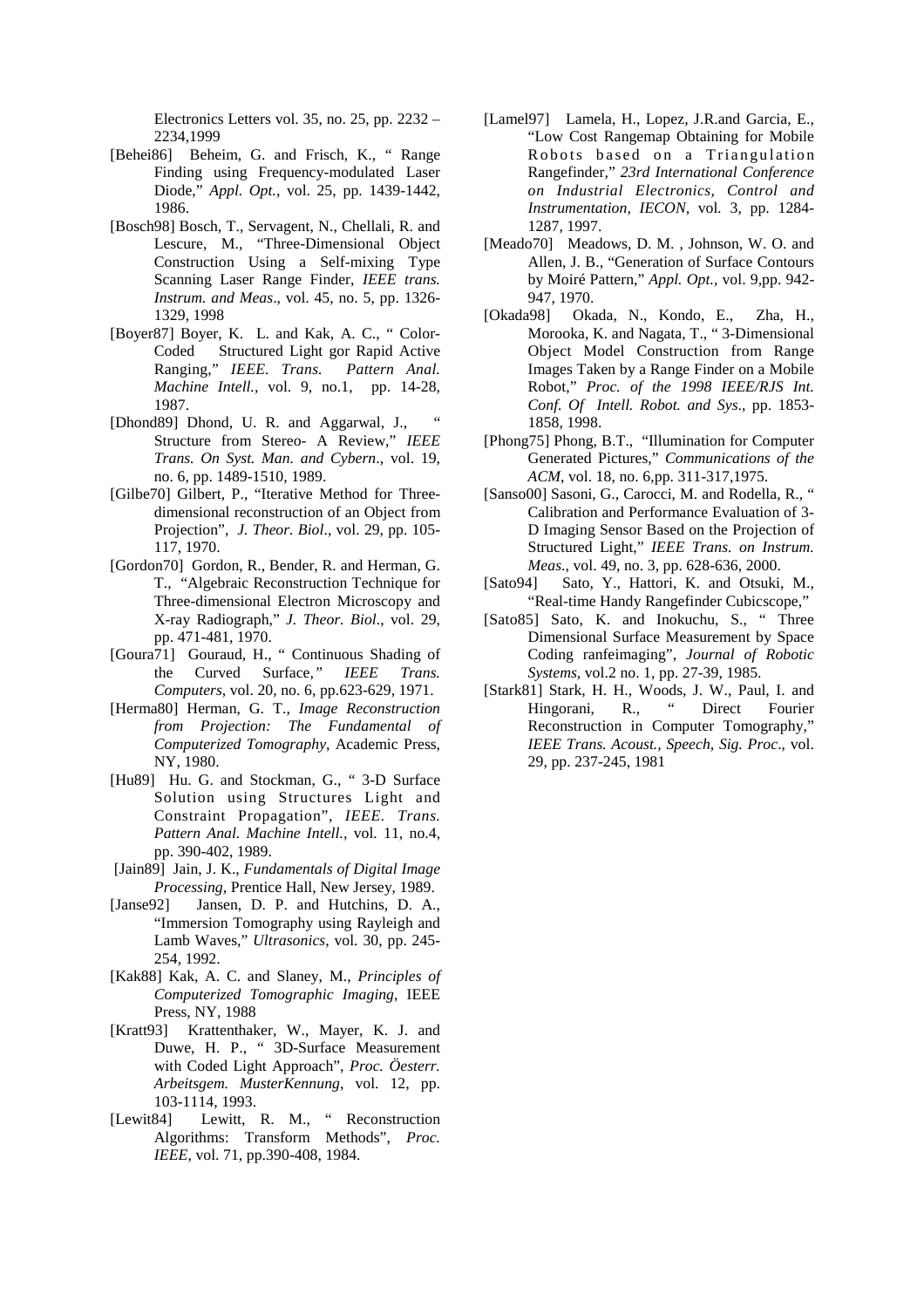Electronics Letters vol. 35, no. 25, pp. 2232 – 2234,1999

[Behei86] Beheim, G. and Frisch, K., " Range Finding using Frequency-modulated Laser Diode," *Appl. Opt.*, vol. 25, pp. 1439-1442, 1986.

[Bosch98] Bosch, T., Servagent, N., Chellali, R. and Lescure, M., "Three-Dimensional Object Construction Using a Self-mixing Type Scanning Laser Range Finder, *IEEE trans. Instrum. and Meas*., vol. 45, no. 5, pp. 1326-1329, 1998

[Boyer87] Boyer, K. L. and Kak, A. C., " Color-Coded Structured Light gor Rapid Active Ranging," *IEEE. Trans. Pattern Anal. Machine Intell.*, vol. 9, no.1, pp. 14-28, 1987.

[Dhond89] Dhond, U. R. and Aggarwal, J., " Structure from Stereo- A Review," *IEEE Trans. On Syst. Man. and Cybern*., vol. 19, no. 6, pp. 1489-1510, 1989.

[Gilbe70] Gilbert, P., "Iterative Method for Three-dimensional reconstruction of an Object from Projection", *J. Theor. Biol*., vol. 29, pp. 105-117, 1970.

[Gordon70] Gordon, R., Bender, R. and Herman, G. T., "Algebraic Reconstruction Technique for Three-dimensional Electron Microscopy and X-ray Radiograph," *J. Theor. Biol*., vol. 29, pp. 471-481, 1970.

[Goura71] Gouraud, H., " Continuous Shading of the Curved Surface," *IEEE Trans. Computers*, vol. 20, no. 6, pp.623-629, 1971.

[Herma80] Herman, G. T., *Image Reconstruction from Projection: The Fundamental of Computerized Tomography*, Academic Press, NY, 1980.

[Hu89] Hu. G. and Stockman, G., " 3-D Surface Solution using Structures Light and Constraint Propagation", *IEEE. Trans. Pattern Anal. Machine Intell.*, vol. 11, no.4, pp. 390-402, 1989.

[Jain89] Jain, J. K., *Fundamentals of Digital Image Processing*, Prentice Hall, New Jersey, 1989.

[Janse92] Jansen, D. P. and Hutchins, D. A., "Immersion Tomography using Rayleigh and Lamb Waves," *Ultrasonics*, vol. 30, pp. 245-254, 1992.

[Kak88] Kak, A. C. and Slaney, M., *Principles of Computerized Tomographic Imaging*, IEEE Press, NY, 1988

[Kratt93] Krattenthaker, W., Mayer, K. J. and Duwe, H. P., " 3D-Surface Measurement with Coded Light Approach", *Proc. Öesterr. Arbeitsgem. MusterKennung*, vol. 12, pp. 103-1114, 1993.

[Lewit84] Lewitt, R. M., " Reconstruction Algorithms: Transform Methods", *Proc. IEEE*, vol. 71, pp.390-408, 1984.

[Lamel97] Lamela, H., Lopez, J.R.and Garcia, E., "Low Cost Rangemap Obtaining for Mobile Robots based on a Triangulation Rangefinder," *23rd International Conference on Industrial Electronics, Control and Instrumentation, IECON,* vol. 3, pp. 1284-1287, 1997.

[Meado70] Meadows, D. M. , Johnson, W. O. and Allen, J. B., "Generation of Surface Contours by Moiré Pattern," *Appl. Opt.*, vol. 9,pp. 942-947, 1970.

[Okada98] Okada, N., Kondo, E., Zha, H., Morooka, K. and Nagata, T., " 3-Dimensional Object Model Construction from Range Images Taken by a Range Finder on a Mobile Robot," *Proc. of the 1998 IEEE/RJS Int. Conf. Of Intell. Robot. and Sys*., pp. 1853-1858, 1998.

[Phong75] Phong, B.T., "Illumination for Computer Generated Pictures," *Communications of the ACM*, vol. 18, no. 6,pp. 311-317,1975.

[Sanso00] Sasoni, G., Carocci, M. and Rodella, R., " Calibration and Performance Evaluation of 3-D Imaging Sensor Based on the Projection of Structured Light," *IEEE Trans. on Instrum. Meas*., vol. 49, no. 3, pp. 628-636, 2000.

[Sato94] Sato, Y., Hattori, K. and Otsuki, M., "Real-time Handy Rangefinder Cubicscope,"

[Sato85] Sato, K. and Inokuchu, S., " Three Dimensional Surface Measurement by Space Coding ranfeimaging", *Journal of Robotic Systems*, vol.2 no. 1, pp. 27-39, 1985.

[Stark81] Stark, H. H., Woods, J. W., Paul, I. and Hingorani, R., " Direct Fourier Reconstruction in Computer Tomography," *IEEE Trans. Acoust., Speech, Sig. Proc*., vol. 29, pp. 237-245, 1981